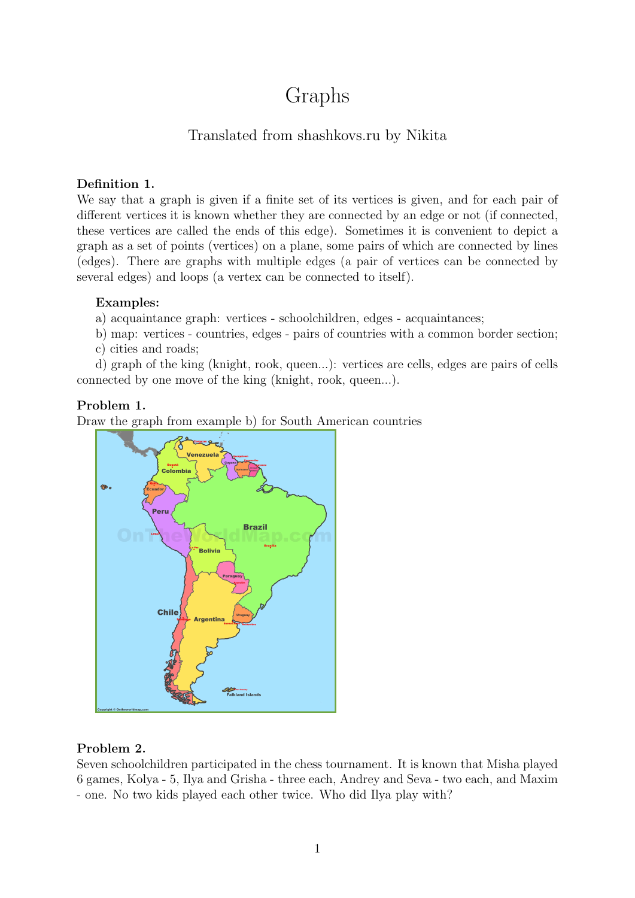# Graphs

## Translated from shashkovs.ru by Nikita

**Definition 1.**
We say that a graph is given if a finite set of its vertices is given, and for each pair of different vertices it is known whether they are connected by an edge or not (if connected, these vertices are called the ends of this edge). Sometimes it is convenient to depict a graph as a set of points (vertices) on a plane, some pairs of which are connected by lines (edges). There are graphs with multiple edges (a pair of vertices can be connected by several edges) and loops (a vertex can be connected to itself).

**Examples:**

a) acquaintance graph: vertices - schoolchildren, edges - acquaintances;

b) map: vertices - countries, edges - pairs of countries with a common border section;

c) cities and roads;

d) graph of the king (knight, rook, queen...): vertices are cells, edges are pairs of cells connected by one move of the king (knight, rook, queen...).

**Problem 1.**
Draw the graph from example b) for South American countries

**Problem 2.**
Seven schoolchildren participated in the chess tournament. It is known that Misha played 6 games, Kolya - 5, Ilya and Grisha - three each, Andrey and Seva - two each, and Maxim - one. No two kids played each other twice. Who did Ilya play with?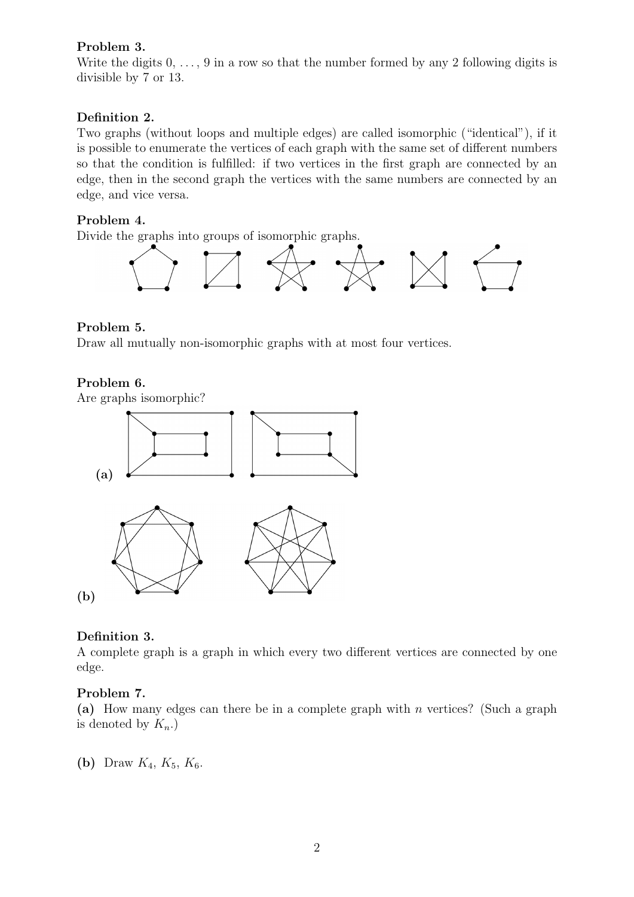**Problem 3.**
Write the digits 0, . . . , 9 in a row so that the number formed by any 2 following digits is divisible by 7 or 13.

**Definition 2.**
Two graphs (without loops and multiple edges) are called isomorphic ("identical"), if it is possible to enumerate the vertices of each graph with the same set of different numbers so that the condition is fulfilled: if two vertices in the first graph are connected by an edge, then in the second graph the vertices with the same numbers are connected by an edge, and vice versa.

**Problem 4.**
Divide the graphs into groups of isomorphic graphs.

**Problem 5.**
Draw all mutually non-isomorphic graphs with at most four vertices.

**Problem 6.**
Are graphs isomorphic?

**(a)**

**(b)**

**Definition 3.**
A complete graph is a graph in which every two different vertices are connected by one edge.

**Problem 7.**
**(a)** How many edges can there be in a complete graph with $n$ vertices? (Such a graph is denoted by $K_n$.)

**(b)** Draw $K_4$, $K_5$, $K_6$.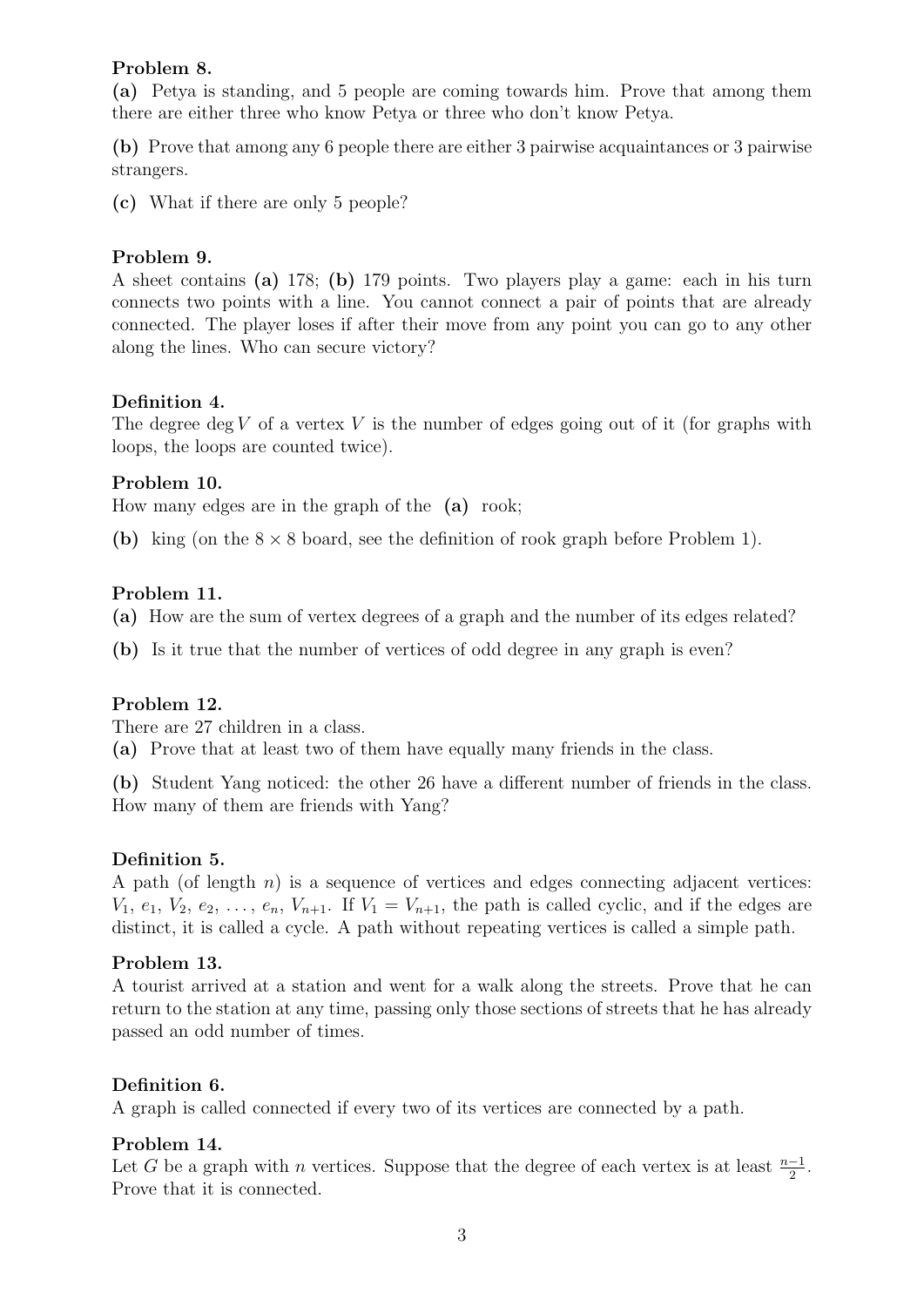**Problem 8.**

**(a)** Petya is standing, and 5 people are coming towards him. Prove that among them there are either three who know Petya or three who don't know Petya.

**(b)** Prove that among any 6 people there are either 3 pairwise acquaintances or 3 pairwise strangers.

**(c)** What if there are only 5 people?

**Problem 9.**

A sheet contains **(a)** 178; **(b)** 179 points. Two players play a game: each in his turn connects two points with a line. You cannot connect a pair of points that are already connected. The player loses if after their move from any point you can go to any other along the lines. Who can secure victory?

**Definition 4.**

The degree $\deg V$ of a vertex $V$ is the number of edges going out of it (for graphs with loops, the loops are counted twice).

**Problem 10.**

How many edges are in the graph of the **(a)** rook;

**(b)** king (on the $8 \times 8$ board, see the definition of rook graph before Problem 1).

**Problem 11.**

**(a)** How are the sum of vertex degrees of a graph and the number of its edges related?

**(b)** Is it true that the number of vertices of odd degree in any graph is even?

**Problem 12.**

There are 27 children in a class.

**(a)** Prove that at least two of them have equally many friends in the class.

**(b)** Student Yang noticed: the other 26 have a different number of friends in the class. How many of them are friends with Yang?

**Definition 5.**

A path (of length $n$) is a sequence of vertices and edges connecting adjacent vertices: $V_1$, $e_1$, $V_2$, $e_2$, $\ldots$, $e_n$, $V_{n+1}$. If $V_1 = V_{n+1}$, the path is called cyclic, and if the edges are distinct, it is called a cycle. A path without repeating vertices is called a simple path.

**Problem 13.**

A tourist arrived at a station and went for a walk along the streets. Prove that he can return to the station at any time, passing only those sections of streets that he has already passed an odd number of times.

**Definition 6.**

A graph is called connected if every two of its vertices are connected by a path.

**Problem 14.**

Let $G$ be a graph with $n$ vertices. Suppose that the degree of each vertex is at least $\frac{n-1}{2}$. Prove that it is connected.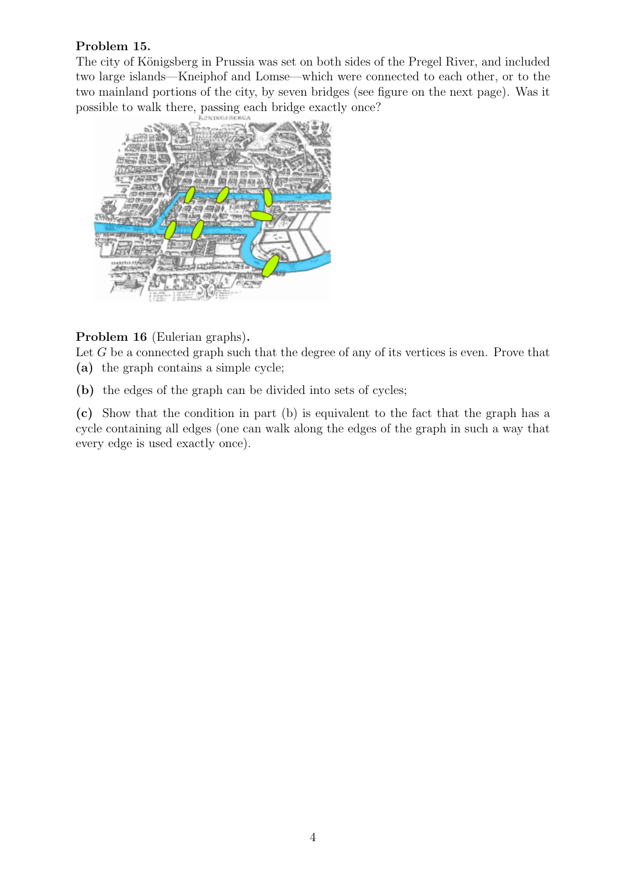**Problem 15.**
The city of Königsberg in Prussia was set on both sides of the Pregel River, and included two large islands—Kneiphof and Lomse—which were connected to each other, or to the two mainland portions of the city, by seven bridges (see figure on the next page). Was it possible to walk there, passing each bridge exactly once?

**Problem 16** (Eulerian graphs)**.**
Let $G$ be a connected graph such that the degree of any of its vertices is even. Prove that

**(a)** the graph contains a simple cycle;

**(b)** the edges of the graph can be divided into sets of cycles;

**(c)** Show that the condition in part (b) is equivalent to the fact that the graph has a cycle containing all edges (one can walk along the edges of the graph in such a way that every edge is used exactly once).